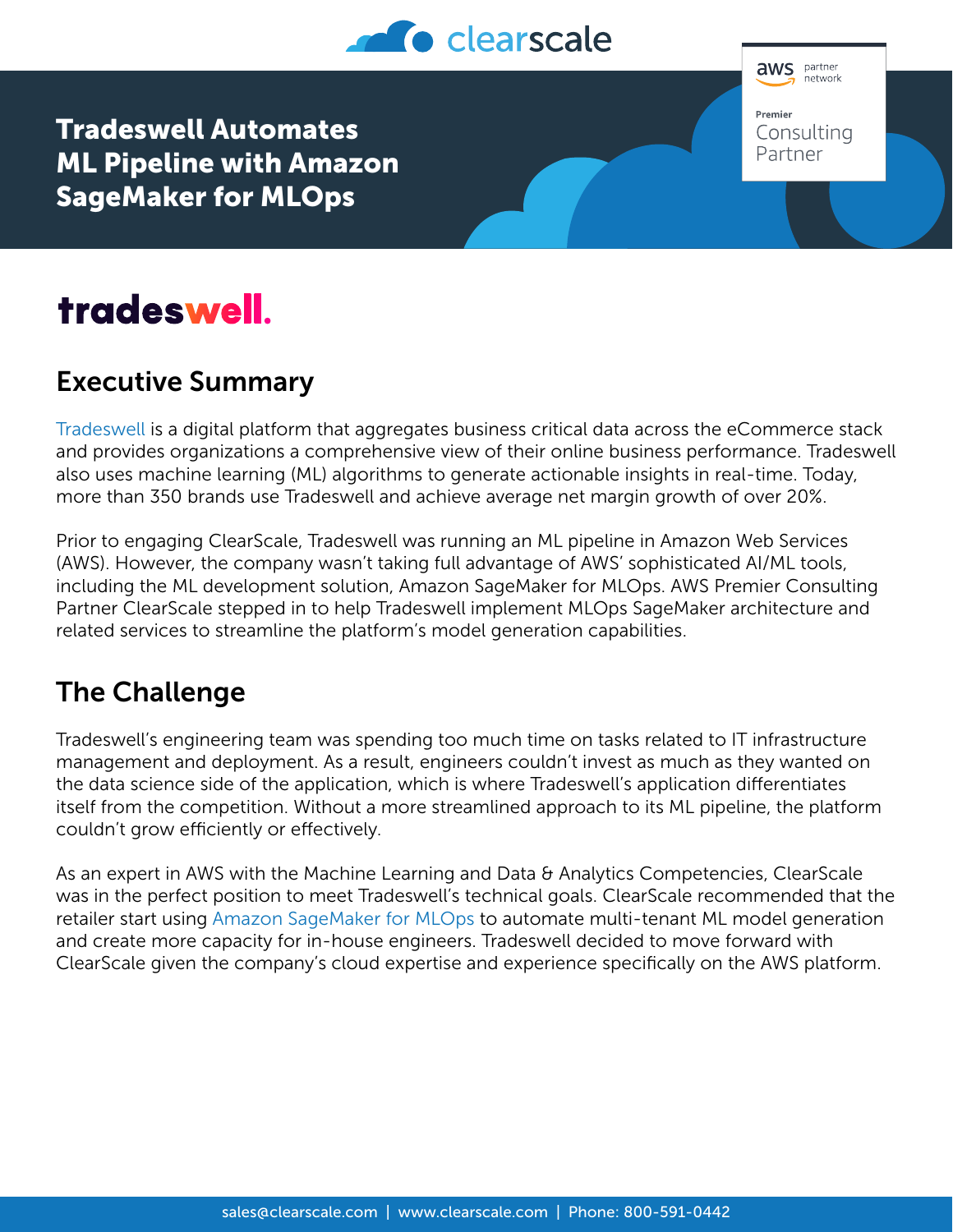# Tradeswell Automates ML Pipeline with Amazon SageMaker for MLOps

tradeswell.

## Executive Summary

Tradeswell is a digital platform that aggregates business critical data across the eCommerce stack and provides organizations a comprehensive view of their online business performance. Tradeswell also uses machine learning (ML) algorithms to generate actionable insights in real-time. Today, more than 350 brands use Tradeswell and achieve average net margin growth of over 20%.

Prior to engaging ClearScale, Tradeswell was running an ML pipeline in Amazon Web Services (AWS). However, the company wasn't taking full advantage of AWS' sophisticated AI/ML tools, including the ML development solution, Amazon SageMaker for MLOps. AWS Premier Consulting Partner ClearScale stepped in to help Tradeswell implement MLOps SageMaker architecture and related services to streamline the platform's model generation capabilities.

## The Challenge

Tradeswell's engineering team was spending too much time on tasks related to IT infrastructure management and deployment. As a result, engineers couldn't invest as much as they wanted on the data science side of the application, which is where Tradeswell's application differentiates itself from the competition. Without a more streamlined approach to its ML pipeline, the platform couldn't grow efficiently or effectively.

As an expert in AWS with the Machine Learning and Data & Analytics Competencies, ClearScale was in the perfect position to meet Tradeswell's technical goals. ClearScale recommended that the retailer start using Amazon SageMaker for MLOps to automate multi-tenant ML model generation and create more capacity for in-house engineers. Tradeswell decided to move forward with ClearScale given the company's cloud expertise and experience specifically on the AWS platform.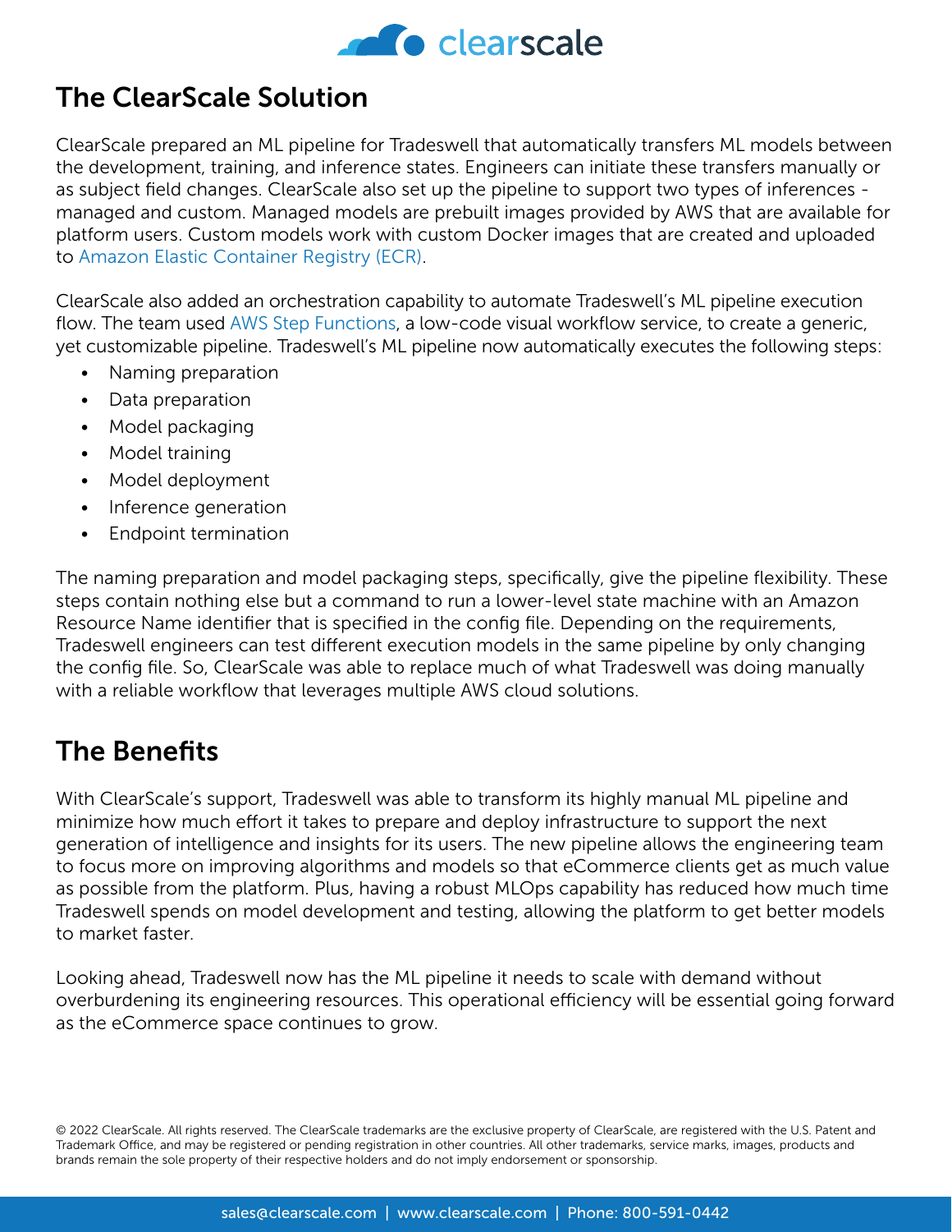## The ClearScale Solution

ClearScale prepared an ML pipeline for Tradeswell that automatically transfers ML models between the development, training, and inference states. Engineers can initiate these transfers manually or as subject field changes. ClearScale also set up the pipeline to support two types of inferences - managed and custom. Managed models are prebuilt images provided by AWS that are available for platform users. Custom models work with custom Docker images that are created and uploaded to Amazon Elastic Container Registry (ECR).

ClearScale also added an orchestration capability to automate Tradeswell's ML pipeline execution flow. The team used AWS Step Functions, a low-code visual workflow service, to create a generic, yet customizable pipeline. Tradeswell's ML pipeline now automatically executes the following steps:

- Naming preparation
- Data preparation
- Model packaging
- Model training
- Model deployment
- Inference generation
- Endpoint termination

The naming preparation and model packaging steps, specifically, give the pipeline flexibility. These steps contain nothing else but a command to run a lower-level state machine with an Amazon Resource Name identifier that is specified in the config file. Depending on the requirements, Tradeswell engineers can test different execution models in the same pipeline by only changing the config file. So, ClearScale was able to replace much of what Tradeswell was doing manually with a reliable workflow that leverages multiple AWS cloud solutions.

## The Benefits

With ClearScale's support, Tradeswell was able to transform its highly manual ML pipeline and minimize how much effort it takes to prepare and deploy infrastructure to support the next generation of intelligence and insights for its users. The new pipeline allows the engineering team to focus more on improving algorithms and models so that eCommerce clients get as much value as possible from the platform. Plus, having a robust MLOps capability has reduced how much time Tradeswell spends on model development and testing, allowing the platform to get better models to market faster.

Looking ahead, Tradeswell now has the ML pipeline it needs to scale with demand without overburdening its engineering resources. This operational efficiency will be essential going forward as the eCommerce space continues to grow.

© 2022 ClearScale. All rights reserved. The ClearScale trademarks are the exclusive property of ClearScale, are registered with the U.S. Patent and Trademark Office, and may be registered or pending registration in other countries. All other trademarks, service marks, images, products and brands remain the sole property of their respective holders and do not imply endorsement or sponsorship.

sales@clearscale.com | www.clearscale.com | Phone: 800-591-0442